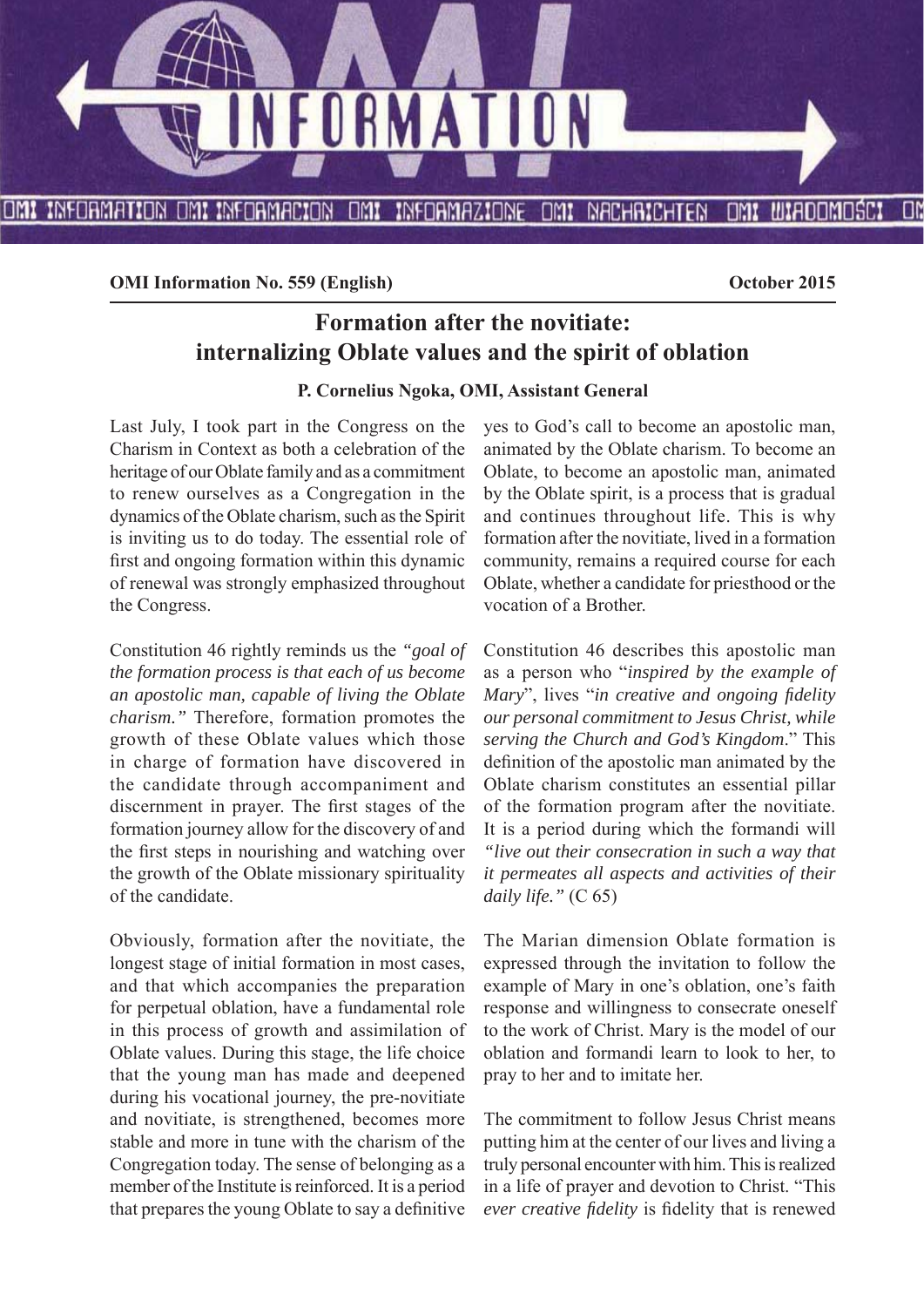**OMI Information No. 559 (English)** **October 2015**

# Formation after the novitiate: internalizing Oblate values and the spirit of oblation

**P. Cornelius Ngoka, OMI, Assistant General**

Last July, I took part in the Congress on the Charism in Context as both a celebration of the heritage of our Oblate family and as a commitment to renew ourselves as a Congregation in the dynamics of the Oblate charism, such as the Spirit is inviting us to do today. The essential role of first and ongoing formation within this dynamic of renewal was strongly emphasized throughout the Congress.

Constitution 46 rightly reminds us the *"goal of the formation process is that each of us become an apostolic man, capable of living the Oblate charism."* Therefore, formation promotes the growth of these Oblate values which those in charge of formation have discovered in the candidate through accompaniment and discernment in prayer. The first stages of the formation journey allow for the discovery of and the first steps in nourishing and watching over the growth of the Oblate missionary spirituality of the candidate.

Obviously, formation after the novitiate, the longest stage of initial formation in most cases, and that which accompanies the preparation for perpetual oblation, have a fundamental role in this process of growth and assimilation of Oblate values. During this stage, the life choice that the young man has made and deepened during his vocational journey, the pre-novitiate and novitiate, is strengthened, becomes more stable and more in tune with the charism of the Congregation today. The sense of belonging as a member of the Institute is reinforced. It is a period that prepares the young Oblate to say a definitive yes to God's call to become an apostolic man, animated by the Oblate charism. To become an Oblate, to become an apostolic man, animated by the Oblate spirit, is a process that is gradual and continues throughout life. This is why formation after the novitiate, lived in a formation community, remains a required course for each Oblate, whether a candidate for priesthood or the vocation of a Brother.

Constitution 46 describes this apostolic man as a person who "*inspired by the example of Mary*", lives "*in creative and ongoing fidelity our personal commitment to Jesus Christ, while serving the Church and God's Kingdom*." This definition of the apostolic man animated by the Oblate charism constitutes an essential pillar of the formation program after the novitiate. It is a period during which the formandi will *"live out their consecration in such a way that it permeates all aspects and activities of their daily life."* (C 65)

The Marian dimension Oblate formation is expressed through the invitation to follow the example of Mary in one's oblation, one's faith response and willingness to consecrate oneself to the work of Christ. Mary is the model of our oblation and formandi learn to look to her, to pray to her and to imitate her.

The commitment to follow Jesus Christ means putting him at the center of our lives and living a truly personal encounter with him. This is realized in a life of prayer and devotion to Christ. "This *ever creative fidelity* is fidelity that is renewed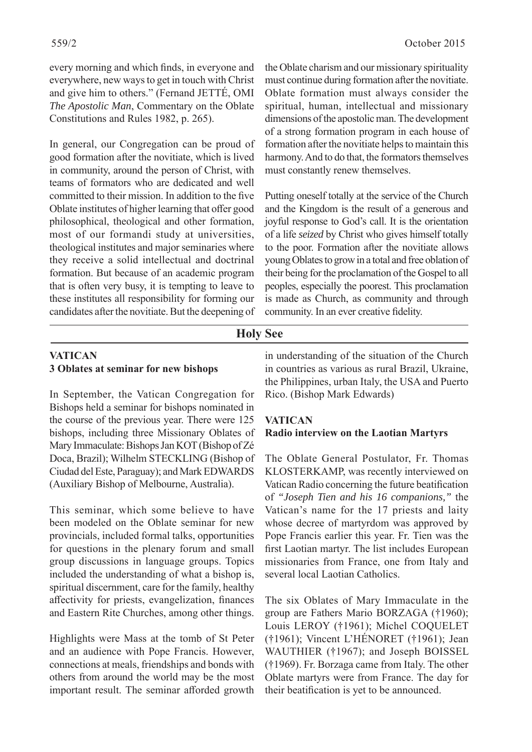every morning and which finds, in everyone and everywhere, new ways to get in touch with Christ and give him to others." (Fernand JETTÉ, OMI *The Apostolic Man*, Commentary on the Oblate Constitutions and Rules 1982, p. 265).

In general, our Congregation can be proud of good formation after the novitiate, which is lived in community, around the person of Christ, with teams of formators who are dedicated and well committed to their mission. In addition to the five Oblate institutes of higher learning that offer good philosophical, theological and other formation, most of our formandi study at universities, theological institutes and major seminaries where they receive a solid intellectual and doctrinal formation. But because of an academic program that is often very busy, it is tempting to leave to these institutes all responsibility for forming our candidates after the novitiate. But the deepening of the Oblate charism and our missionary spirituality must continue during formation after the novitiate. Oblate formation must always consider the spiritual, human, intellectual and missionary dimensions of the apostolic man. The development of a strong formation program in each house of formation after the novitiate helps to maintain this harmony. And to do that, the formators themselves must constantly renew themselves.

Putting oneself totally at the service of the Church and the Kingdom is the result of a generous and joyful response to God's call. It is the orientation of a life *seized* by Christ who gives himself totally to the poor. Formation after the novitiate allows young Oblates to grow in a total and free oblation of their being for the proclamation of the Gospel to all peoples, especially the poorest. This proclamation is made as Church, as community and through community. In an ever creative fidelity.

## Holy See

### VATICAN
### 3 Oblates at seminar for new bishops

In September, the Vatican Congregation for Bishops held a seminar for bishops nominated in the course of the previous year. There were 125 bishops, including three Missionary Oblates of Mary Immaculate: Bishops Jan KOT (Bishop of Zé Doca, Brazil); Wilhelm STECKLING (Bishop of Ciudad del Este, Paraguay); and Mark EDWARDS (Auxiliary Bishop of Melbourne, Australia).

This seminar, which some believe to have been modeled on the Oblate seminar for new provincials, included formal talks, opportunities for questions in the plenary forum and small group discussions in language groups. Topics included the understanding of what a bishop is, spiritual discernment, care for the family, healthy affectivity for priests, evangelization, finances and Eastern Rite Churches, among other things.

Highlights were Mass at the tomb of St Peter and an audience with Pope Francis. However, connections at meals, friendships and bonds with others from around the world may be the most important result. The seminar afforded growth in understanding of the situation of the Church in countries as various as rural Brazil, Ukraine, the Philippines, urban Italy, the USA and Puerto Rico. (Bishop Mark Edwards)

### VATICAN
### Radio interview on the Laotian Martyrs

The Oblate General Postulator, Fr. Thomas KLOSTERKAMP, was recently interviewed on Vatican Radio concerning the future beatification of *"Joseph Tien and his 16 companions,"* the Vatican's name for the 17 priests and laity whose decree of martyrdom was approved by Pope Francis earlier this year. Fr. Tien was the first Laotian martyr. The list includes European missionaries from France, one from Italy and several local Laotian Catholics.

The six Oblates of Mary Immaculate in the group are Fathers Mario BORZAGA (†1960); Louis LEROY (†1961); Michel COQUELET (†1961); Vincent L'HÉNORET (†1961); Jean WAUTHIER (†1967); and Joseph BOISSEL (†1969). Fr. Borzaga came from Italy. The other Oblate martyrs were from France. The day for their beatification is yet to be announced.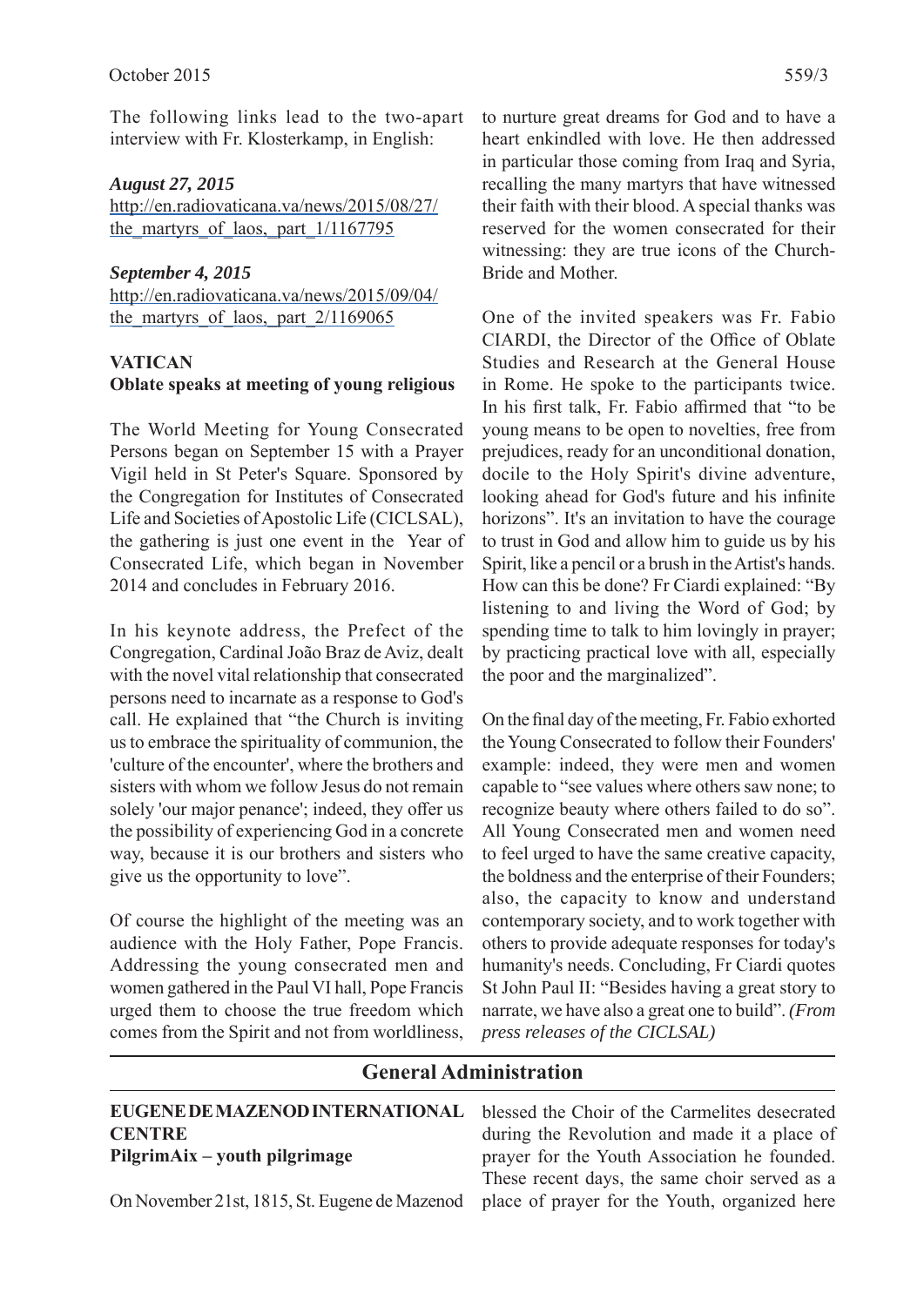The following links lead to the two-apart interview with Fr. Klosterkamp, in English:

***August 27, 2015***
http://en.radiovaticana.va/news/2015/08/27/the_martyrs_of_laos,_part_1/1167795

***September 4, 2015***
http://en.radiovaticana.va/news/2015/09/04/the_martyrs_of_laos,_part_2/1169065

### VATICAN
**Oblate speaks at meeting of young religious**

The World Meeting for Young Consecrated Persons began on September 15 with a Prayer Vigil held in St Peter's Square. Sponsored by the Congregation for Institutes of Consecrated Life and Societies of Apostolic Life (CICLSAL), the gathering is just one event in the Year of Consecrated Life, which began in November 2014 and concludes in February 2016.

In his keynote address, the Prefect of the Congregation, Cardinal João Braz de Aviz, dealt with the novel vital relationship that consecrated persons need to incarnate as a response to God's call. He explained that "the Church is inviting us to embrace the spirituality of communion, the 'culture of the encounter', where the brothers and sisters with whom we follow Jesus do not remain solely 'our major penance'; indeed, they offer us the possibility of experiencing God in a concrete way, because it is our brothers and sisters who give us the opportunity to love".

Of course the highlight of the meeting was an audience with the Holy Father, Pope Francis. Addressing the young consecrated men and women gathered in the Paul VI hall, Pope Francis urged them to choose the true freedom which comes from the Spirit and not from worldliness, to nurture great dreams for God and to have a heart enkindled with love. He then addressed in particular those coming from Iraq and Syria, recalling the many martyrs that have witnessed their faith with their blood. A special thanks was reserved for the women consecrated for their witnessing: they are true icons of the Church-Bride and Mother.

One of the invited speakers was Fr. Fabio CIARDI, the Director of the Office of Oblate Studies and Research at the General House in Rome. He spoke to the participants twice. In his first talk, Fr. Fabio affirmed that "to be young means to be open to novelties, free from prejudices, ready for an unconditional donation, docile to the Holy Spirit's divine adventure, looking ahead for God's future and his infinite horizons". It's an invitation to have the courage to trust in God and allow him to guide us by his Spirit, like a pencil or a brush in the Artist's hands. How can this be done? Fr Ciardi explained: "By listening to and living the Word of God; by spending time to talk to him lovingly in prayer; by practicing practical love with all, especially the poor and the marginalized".

On the final day of the meeting, Fr. Fabio exhorted the Young Consecrated to follow their Founders' example: indeed, they were men and women capable to "see values where others saw none; to recognize beauty where others failed to do so". All Young Consecrated men and women need to feel urged to have the same creative capacity, the boldness and the enterprise of their Founders; also, the capacity to know and understand contemporary society, and to work together with others to provide adequate responses for today's humanity's needs. Concluding, Fr Ciardi quotes St John Paul II: "Besides having a great story to narrate, we have also a great one to build". *(From press releases of the CICLSAL)*

## General Administration

### EUGENE DE MAZENOD INTERNATIONAL CENTRE
**PilgrimAix – youth pilgrimage**

On November 21st, 1815, St. Eugene de Mazenod blessed the Choir of the Carmelites desecrated during the Revolution and made it a place of prayer for the Youth Association he founded. These recent days, the same choir served as a place of prayer for the Youth, organized here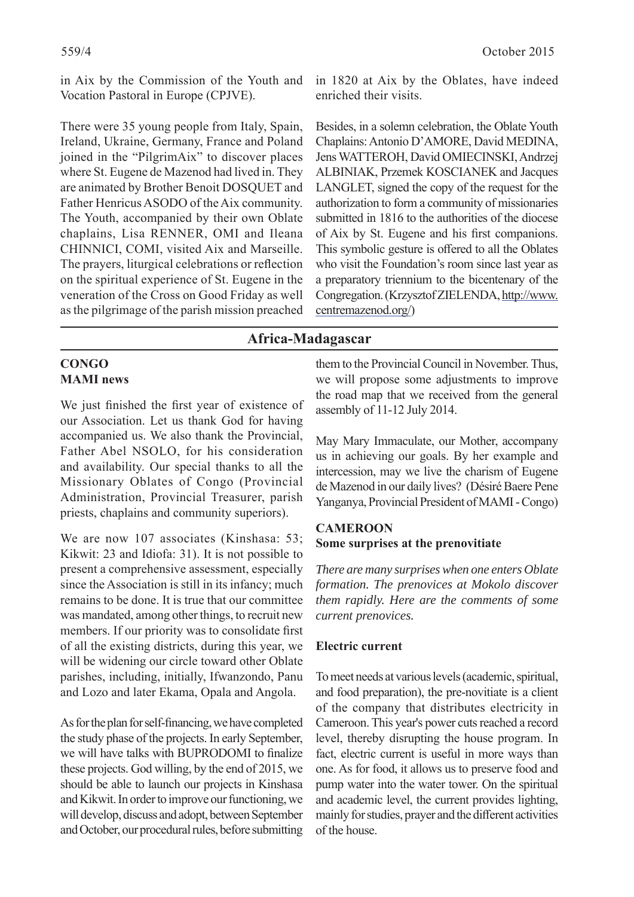in Aix by the Commission of the Youth and Vocation Pastoral in Europe (CPJVE).

There were 35 young people from Italy, Spain, Ireland, Ukraine, Germany, France and Poland joined in the "PilgrimAix" to discover places where St. Eugene de Mazenod had lived in. They are animated by Brother Benoit DOSQUET and Father Henricus ASODO of the Aix community. The Youth, accompanied by their own Oblate chaplains, Lisa RENNER, OMI and Ileana CHINNICI, COMI, visited Aix and Marseille. The prayers, liturgical celebrations or reflection on the spiritual experience of St. Eugene in the veneration of the Cross on Good Friday as well as the pilgrimage of the parish mission preached in 1820 at Aix by the Oblates, have indeed enriched their visits.

Besides, in a solemn celebration, the Oblate Youth Chaplains: Antonio D'AMORE, David MEDINA, Jens WATTEROH, David OMIECINSKI, Andrzej ALBINIAK, Przemek KOSCIANEK and Jacques LANGLET, signed the copy of the request for the authorization to form a community of missionaries submitted in 1816 to the authorities of the diocese of Aix by St. Eugene and his first companions. This symbolic gesture is offered to all the Oblates who visit the Foundation's room since last year as a preparatory triennium to the bicentenary of the Congregation. (Krzysztof ZIELENDA, http://www.centremazenod.org/)

## Africa-Madagascar

### CONGO
### MAMI news

We just finished the first year of existence of our Association. Let us thank God for having accompanied us. We also thank the Provincial, Father Abel NSOLO, for his consideration and availability. Our special thanks to all the Missionary Oblates of Congo (Provincial Administration, Provincial Treasurer, parish priests, chaplains and community superiors).

We are now 107 associates (Kinshasa: 53; Kikwit: 23 and Idiofa: 31). It is not possible to present a comprehensive assessment, especially since the Association is still in its infancy; much remains to be done. It is true that our committee was mandated, among other things, to recruit new members. If our priority was to consolidate first of all the existing districts, during this year, we will be widening our circle toward other Oblate parishes, including, initially, Ifwanzondo, Panu and Lozo and later Ekama, Opala and Angola.

As for the plan for self-financing, we have completed the study phase of the projects. In early September, we will have talks with BUPRODOMI to finalize these projects. God willing, by the end of 2015, we should be able to launch our projects in Kinshasa and Kikwit. In order to improve our functioning, we will develop, discuss and adopt, between September and October, our procedural rules, before submitting them to the Provincial Council in November. Thus, we will propose some adjustments to improve the road map that we received from the general assembly of 11-12 July 2014.

May Mary Immaculate, our Mother, accompany us in achieving our goals. By her example and intercession, may we live the charism of Eugene de Mazenod in our daily lives? (Désiré Baere Pene Yanganya, Provincial President of MAMI - Congo)

### CAMEROON
### Some surprises at the prenovitiate

*There are many surprises when one enters Oblate formation. The prenovices at Mokolo discover them rapidly. Here are the comments of some current prenovices.*

**Electric current**

To meet needs at various levels (academic, spiritual, and food preparation), the pre-novitiate is a client of the company that distributes electricity in Cameroon. This year's power cuts reached a record level, thereby disrupting the house program. In fact, electric current is useful in more ways than one. As for food, it allows us to preserve food and pump water into the water tower. On the spiritual and academic level, the current provides lighting, mainly for studies, prayer and the different activities of the house.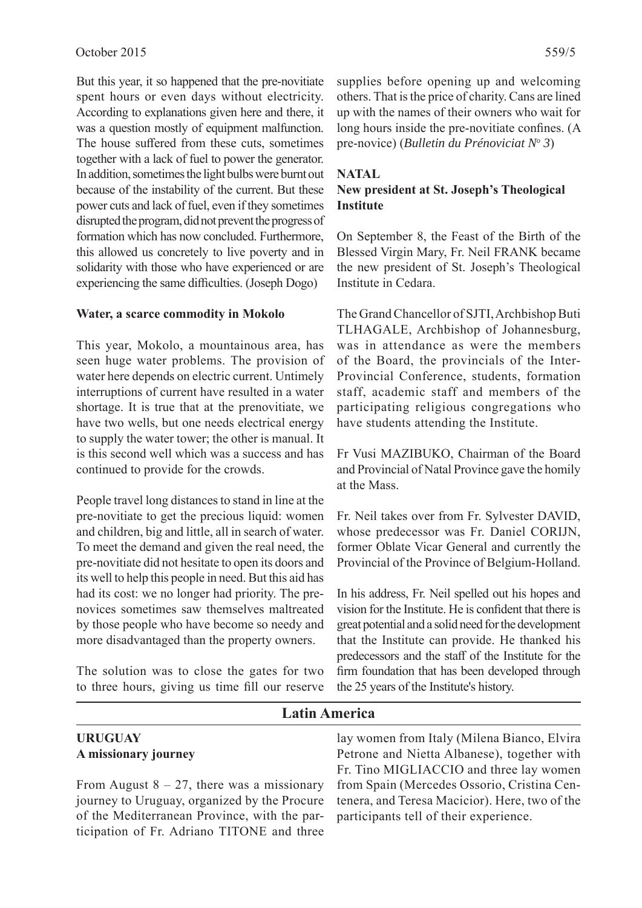But this year, it so happened that the pre-novitiate spent hours or even days without electricity. According to explanations given here and there, it was a question mostly of equipment malfunction. The house suffered from these cuts, sometimes together with a lack of fuel to power the generator. In addition, sometimes the light bulbs were burnt out because of the instability of the current. But these power cuts and lack of fuel, even if they sometimes disrupted the program, did not prevent the progress of formation which has now concluded. Furthermore, this allowed us concretely to live poverty and in solidarity with those who have experienced or are experiencing the same difficulties. (Joseph Dogo)

**Water, a scarce commodity in Mokolo**

This year, Mokolo, a mountainous area, has seen huge water problems. The provision of water here depends on electric current. Untimely interruptions of current have resulted in a water shortage. It is true that at the prenovitiate, we have two wells, but one needs electrical energy to supply the water tower; the other is manual. It is this second well which was a success and has continued to provide for the crowds.

People travel long distances to stand in line at the pre-novitiate to get the precious liquid: women and children, big and little, all in search of water. To meet the demand and given the real need, the pre-novitiate did not hesitate to open its doors and its well to help this people in need. But this aid has had its cost: we no longer had priority. The pre-novices sometimes saw themselves maltreated by those people who have become so needy and more disadvantaged than the property owners.

The solution was to close the gates for two to three hours, giving us time fill our reserve supplies before opening up and welcoming others. That is the price of charity. Cans are lined up with the names of their owners who wait for long hours inside the pre-novitiate confines. (A pre-novice) (*Bulletin du Prénoviciat N° 3*)

### NATAL

**New president at St. Joseph's Theological Institute**

On September 8, the Feast of the Birth of the Blessed Virgin Mary, Fr. Neil FRANK became the new president of St. Joseph's Theological Institute in Cedara.

The Grand Chancellor of SJTI, Archbishop Buti TLHAGALE, Archbishop of Johannesburg, was in attendance as were the members of the Board, the provincials of the Inter-Provincial Conference, students, formation staff, academic staff and members of the participating religious congregations who have students attending the Institute.

Fr Vusi MAZIBUKO, Chairman of the Board and Provincial of Natal Province gave the homily at the Mass.

Fr. Neil takes over from Fr. Sylvester DAVID, whose predecessor was Fr. Daniel CORIJN, former Oblate Vicar General and currently the Provincial of the Province of Belgium-Holland.

In his address, Fr. Neil spelled out his hopes and vision for the Institute. He is confident that there is great potential and a solid need for the development that the Institute can provide. He thanked his predecessors and the staff of the Institute for the firm foundation that has been developed through the 25 years of the Institute's history.

## Latin America

### URUGUAY

**A missionary journey**

From August 8 – 27, there was a missionary journey to Uruguay, organized by the Procure of the Mediterranean Province, with the participation of Fr. Adriano TITONE and three lay women from Italy (Milena Bianco, Elvira Petrone and Nietta Albanese), together with Fr. Tino MIGLIACCIO and three lay women from Spain (Mercedes Ossorio, Cristina Centenera, and Teresa Macicior). Here, two of the participants tell of their experience.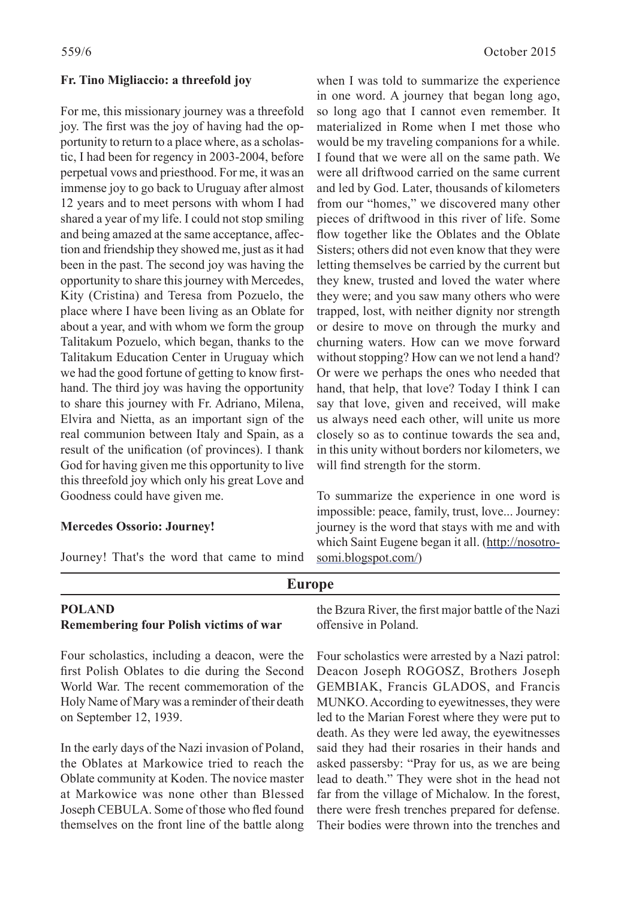**Fr. Tino Migliaccio: a threefold joy**

For me, this missionary journey was a threefold joy. The first was the joy of having had the opportunity to return to a place where, as a scholastic, I had been for regency in 2003-2004, before perpetual vows and priesthood. For me, it was an immense joy to go back to Uruguay after almost 12 years and to meet persons with whom I had shared a year of my life. I could not stop smiling and being amazed at the same acceptance, affection and friendship they showed me, just as it had been in the past. The second joy was having the opportunity to share this journey with Mercedes, Kity (Cristina) and Teresa from Pozuelo, the place where I have been living as an Oblate for about a year, and with whom we form the group Talitakum Pozuelo, which began, thanks to the Talitakum Education Center in Uruguay which we had the good fortune of getting to know firsthand. The third joy was having the opportunity to share this journey with Fr. Adriano, Milena, Elvira and Nietta, as an important sign of the real communion between Italy and Spain, as a result of the unification (of provinces). I thank God for having given me this opportunity to live this threefold joy which only his great Love and Goodness could have given me.

**Mercedes Ossorio: Journey!**

Journey! That's the word that came to mind when I was told to summarize the experience in one word. A journey that began long ago, so long ago that I cannot even remember. It materialized in Rome when I met those who would be my traveling companions for a while. I found that we were all on the same path. We were all driftwood carried on the same current and led by God. Later, thousands of kilometers from our "homes," we discovered many other pieces of driftwood in this river of life. Some flow together like the Oblates and the Oblate Sisters; others did not even know that they were letting themselves be carried by the current but they knew, trusted and loved the water where they were; and you saw many others who were trapped, lost, with neither dignity nor strength or desire to move on through the murky and churning waters. How can we move forward without stopping? How can we not lend a hand? Or were we perhaps the ones who needed that hand, that help, that love? Today I think I can say that love, given and received, will make us always need each other, will unite us more closely so as to continue towards the sea and, in this unity without borders nor kilometers, we will find strength for the storm.

To summarize the experience in one word is impossible: peace, family, trust, love... Journey: journey is the word that stays with me and with which Saint Eugene began it all. (http://nosotrosomi.blogspot.com/)

## Europe

**POLAND**
**Remembering four Polish victims of war**

Four scholastics, including a deacon, were the first Polish Oblates to die during the Second World War. The recent commemoration of the Holy Name of Mary was a reminder of their death on September 12, 1939.

In the early days of the Nazi invasion of Poland, the Oblates at Markowice tried to reach the Oblate community at Koden. The novice master at Markowice was none other than Blessed Joseph CEBULA. Some of those who fled found themselves on the front line of the battle along the Bzura River, the first major battle of the Nazi offensive in Poland.

Four scholastics were arrested by a Nazi patrol: Deacon Joseph ROGOSZ, Brothers Joseph GEMBIAK, Francis GLADOS, and Francis MUNKO. According to eyewitnesses, they were led to the Marian Forest where they were put to death. As they were led away, the eyewitnesses said they had their rosaries in their hands and asked passersby: "Pray for us, as we are being lead to death." They were shot in the head not far from the village of Michalow. In the forest, there were fresh trenches prepared for defense. Their bodies were thrown into the trenches and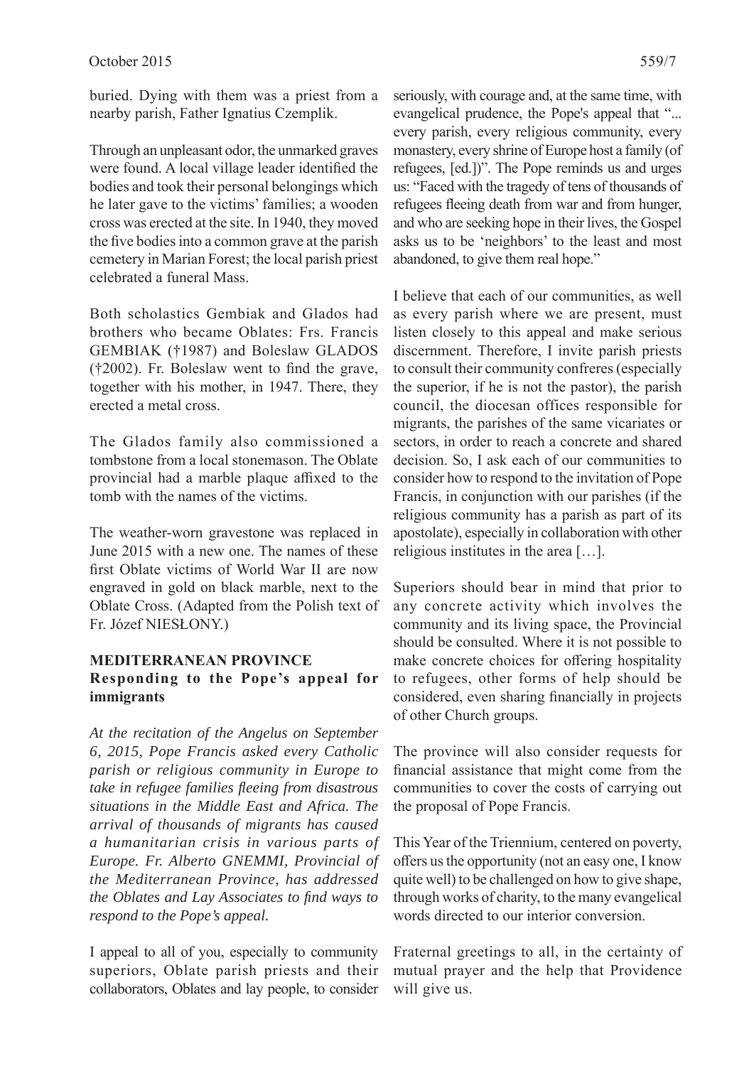buried. Dying with them was a priest from a nearby parish, Father Ignatius Czemplik.

Through an unpleasant odor, the unmarked graves were found. A local village leader identified the bodies and took their personal belongings which he later gave to the victims' families; a wooden cross was erected at the site. In 1940, they moved the five bodies into a common grave at the parish cemetery in Marian Forest; the local parish priest celebrated a funeral Mass.

Both scholastics Gembiak and Glados had brothers who became Oblates: Frs. Francis GEMBIAK (†1987) and Boleslaw GLADOS (†2002). Fr. Boleslaw went to find the grave, together with his mother, in 1947. There, they erected a metal cross.

The Glados family also commissioned a tombstone from a local stonemason. The Oblate provincial had a marble plaque affixed to the tomb with the names of the victims.

The weather-worn gravestone was replaced in June 2015 with a new one. The names of these first Oblate victims of World War II are now engraved in gold on black marble, next to the Oblate Cross. (Adapted from the Polish text of Fr. Józef NIESŁONY.)

## MEDITERRANEAN PROVINCE

### Responding to the Pope's appeal for immigrants

*At the recitation of the Angelus on September 6, 2015, Pope Francis asked every Catholic parish or religious community in Europe to take in refugee families fleeing from disastrous situations in the Middle East and Africa. The arrival of thousands of migrants has caused a humanitarian crisis in various parts of Europe. Fr. Alberto GNEMMI, Provincial of the Mediterranean Province, has addressed the Oblates and Lay Associates to find ways to respond to the Pope's appeal.*

I appeal to all of you, especially to community superiors, Oblate parish priests and their collaborators, Oblates and lay people, to consider seriously, with courage and, at the same time, with evangelical prudence, the Pope's appeal that "... every parish, every religious community, every monastery, every shrine of Europe host a family (of refugees, [ed.])". The Pope reminds us and urges us: "Faced with the tragedy of tens of thousands of refugees fleeing death from war and from hunger, and who are seeking hope in their lives, the Gospel asks us to be 'neighbors' to the least and most abandoned, to give them real hope."

I believe that each of our communities, as well as every parish where we are present, must listen closely to this appeal and make serious discernment. Therefore, I invite parish priests to consult their community confreres (especially the superior, if he is not the pastor), the parish council, the diocesan offices responsible for migrants, the parishes of the same vicariates or sectors, in order to reach a concrete and shared decision. So, I ask each of our communities to consider how to respond to the invitation of Pope Francis, in conjunction with our parishes (if the religious community has a parish as part of its apostolate), especially in collaboration with other religious institutes in the area […].

Superiors should bear in mind that prior to any concrete activity which involves the community and its living space, the Provincial should be consulted. Where it is not possible to make concrete choices for offering hospitality to refugees, other forms of help should be considered, even sharing financially in projects of other Church groups.

The province will also consider requests for financial assistance that might come from the communities to cover the costs of carrying out the proposal of Pope Francis.

This Year of the Triennium, centered on poverty, offers us the opportunity (not an easy one, I know quite well) to be challenged on how to give shape, through works of charity, to the many evangelical words directed to our interior conversion.

Fraternal greetings to all, in the certainty of mutual prayer and the help that Providence will give us.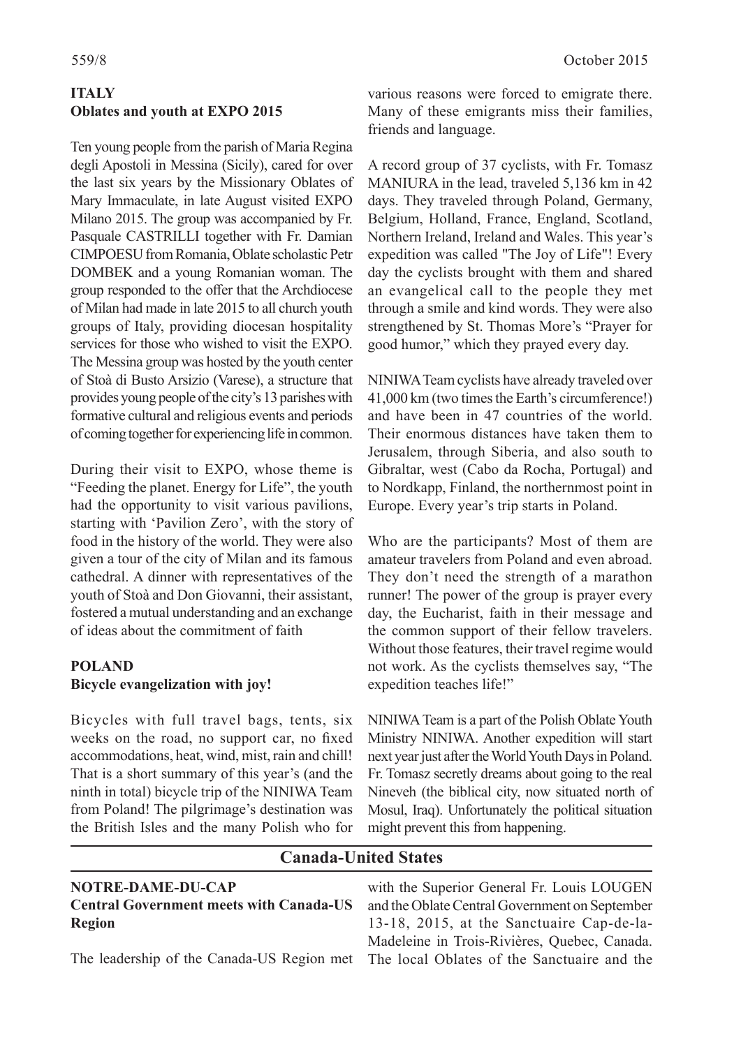## ITALY

### Oblates and youth at EXPO 2015

Ten young people from the parish of Maria Regina degli Apostoli in Messina (Sicily), cared for over the last six years by the Missionary Oblates of Mary Immaculate, in late August visited EXPO Milano 2015. The group was accompanied by Fr. Pasquale CASTRILLI together with Fr. Damian CIMPOESU from Romania, Oblate scholastic Petr DOMBEK and a young Romanian woman. The group responded to the offer that the Archdiocese of Milan had made in late 2015 to all church youth groups of Italy, providing diocesan hospitality services for those who wished to visit the EXPO. The Messina group was hosted by the youth center of Stoà di Busto Arsizio (Varese), a structure that provides young people of the city's 13 parishes with formative cultural and religious events and periods of coming together for experiencing life in common.

During their visit to EXPO, whose theme is "Feeding the planet. Energy for Life", the youth had the opportunity to visit various pavilions, starting with 'Pavilion Zero', with the story of food in the history of the world. They were also given a tour of the city of Milan and its famous cathedral. A dinner with representatives of the youth of Stoà and Don Giovanni, their assistant, fostered a mutual understanding and an exchange of ideas about the commitment of faith

## POLAND

### Bicycle evangelization with joy!

Bicycles with full travel bags, tents, six weeks on the road, no support car, no fixed accommodations, heat, wind, mist, rain and chill! That is a short summary of this year's (and the ninth in total) bicycle trip of the NINIWA Team from Poland! The pilgrimage's destination was the British Isles and the many Polish who for various reasons were forced to emigrate there. Many of these emigrants miss their families, friends and language.

A record group of 37 cyclists, with Fr. Tomasz MANIURA in the lead, traveled 5,136 km in 42 days. They traveled through Poland, Germany, Belgium, Holland, France, England, Scotland, Northern Ireland, Ireland and Wales. This year's expedition was called "The Joy of Life"! Every day the cyclists brought with them and shared an evangelical call to the people they met through a smile and kind words. They were also strengthened by St. Thomas More's "Prayer for good humor," which they prayed every day.

NINIWA Team cyclists have already traveled over 41,000 km (two times the Earth's circumference!) and have been in 47 countries of the world. Their enormous distances have taken them to Jerusalem, through Siberia, and also south to Gibraltar, west (Cabo da Rocha, Portugal) and to Nordkapp, Finland, the northernmost point in Europe. Every year's trip starts in Poland.

Who are the participants? Most of them are amateur travelers from Poland and even abroad. They don't need the strength of a marathon runner! The power of the group is prayer every day, the Eucharist, faith in their message and the common support of their fellow travelers. Without those features, their travel regime would not work. As the cyclists themselves say, "The expedition teaches life!"

NINIWA Team is a part of the Polish Oblate Youth Ministry NINIWA. Another expedition will start next year just after the World Youth Days in Poland. Fr. Tomasz secretly dreams about going to the real Nineveh (the biblical city, now situated north of Mosul, Iraq). Unfortunately the political situation might prevent this from happening.

# Canada-United States

## NOTRE-DAME-DU-CAP

### Central Government meets with Canada-US Region

The leadership of the Canada-US Region met with the Superior General Fr. Louis LOUGEN and the Oblate Central Government on September 13-18, 2015, at the Sanctuaire Cap-de-la-Madeleine in Trois-Rivières, Quebec, Canada. The local Oblates of the Sanctuaire and the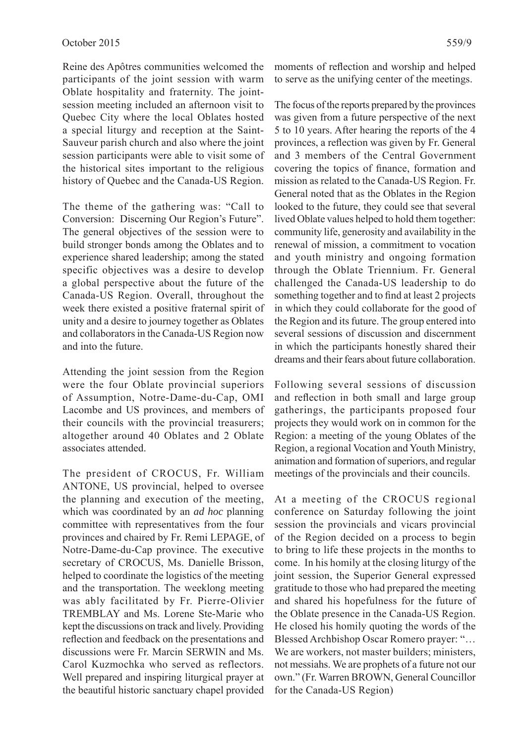Reine des Apôtres communities welcomed the participants of the joint session with warm Oblate hospitality and fraternity. The joint-session meeting included an afternoon visit to Quebec City where the local Oblates hosted a special liturgy and reception at the Saint-Sauveur parish church and also where the joint session participants were able to visit some of the historical sites important to the religious history of Quebec and the Canada-US Region.

The theme of the gathering was: "Call to Conversion: Discerning Our Region's Future". The general objectives of the session were to build stronger bonds among the Oblates and to experience shared leadership; among the stated specific objectives was a desire to develop a global perspective about the future of the Canada-US Region. Overall, throughout the week there existed a positive fraternal spirit of unity and a desire to journey together as Oblates and collaborators in the Canada-US Region now and into the future.

Attending the joint session from the Region were the four Oblate provincial superiors of Assumption, Notre-Dame-du-Cap, OMI Lacombe and US provinces, and members of their councils with the provincial treasurers; altogether around 40 Oblates and 2 Oblate associates attended.

The president of CROCUS, Fr. William ANTONE, US provincial, helped to oversee the planning and execution of the meeting, which was coordinated by an *ad hoc* planning committee with representatives from the four provinces and chaired by Fr. Remi LEPAGE, of Notre-Dame-du-Cap province. The executive secretary of CROCUS, Ms. Danielle Brisson, helped to coordinate the logistics of the meeting and the transportation. The weeklong meeting was ably facilitated by Fr. Pierre-Olivier TREMBLAY and Ms. Lorene Ste-Marie who kept the discussions on track and lively. Providing reflection and feedback on the presentations and discussions were Fr. Marcin SERWIN and Ms. Carol Kuzmochka who served as reflectors. Well prepared and inspiring liturgical prayer at the beautiful historic sanctuary chapel provided moments of reflection and worship and helped to serve as the unifying center of the meetings.

The focus of the reports prepared by the provinces was given from a future perspective of the next 5 to 10 years. After hearing the reports of the 4 provinces, a reflection was given by Fr. General and 3 members of the Central Government covering the topics of finance, formation and mission as related to the Canada-US Region. Fr. General noted that as the Oblates in the Region looked to the future, they could see that several lived Oblate values helped to hold them together: community life, generosity and availability in the renewal of mission, a commitment to vocation and youth ministry and ongoing formation through the Oblate Triennium. Fr. General challenged the Canada-US leadership to do something together and to find at least 2 projects in which they could collaborate for the good of the Region and its future. The group entered into several sessions of discussion and discernment in which the participants honestly shared their dreams and their fears about future collaboration.

Following several sessions of discussion and reflection in both small and large group gatherings, the participants proposed four projects they would work on in common for the Region: a meeting of the young Oblates of the Region, a regional Vocation and Youth Ministry, animation and formation of superiors, and regular meetings of the provincials and their councils.

At a meeting of the CROCUS regional conference on Saturday following the joint session the provincials and vicars provincial of the Region decided on a process to begin to bring to life these projects in the months to come. In his homily at the closing liturgy of the joint session, the Superior General expressed gratitude to those who had prepared the meeting and shared his hopefulness for the future of the Oblate presence in the Canada-US Region. He closed his homily quoting the words of the Blessed Archbishop Oscar Romero prayer: "… We are workers, not master builders; ministers, not messiahs. We are prophets of a future not our own." (Fr. Warren BROWN, General Councillor for the Canada-US Region)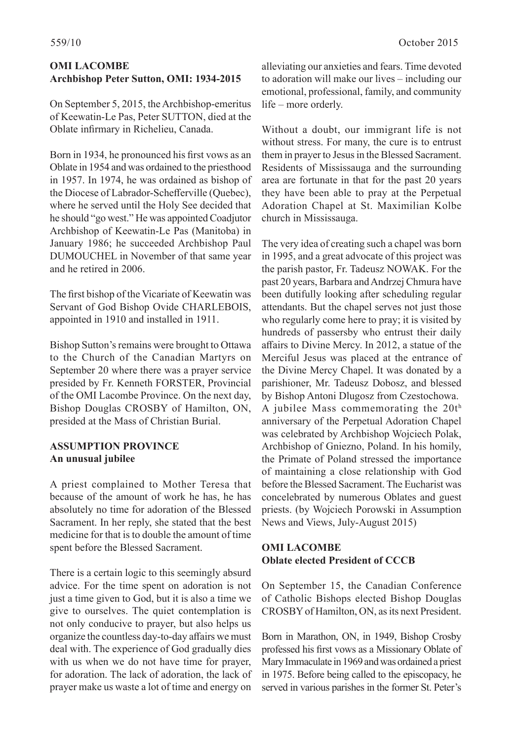**OMI LACOMBE**
**Archbishop Peter Sutton, OMI: 1934-2015**

On September 5, 2015, the Archbishop-emeritus of Keewatin-Le Pas, Peter SUTTON, died at the Oblate infirmary in Richelieu, Canada.

Born in 1934, he pronounced his first vows as an Oblate in 1954 and was ordained to the priesthood in 1957. In 1974, he was ordained as bishop of the Diocese of Labrador-Schefferville (Quebec), where he served until the Holy See decided that he should "go west." He was appointed Coadjutor Archbishop of Keewatin-Le Pas (Manitoba) in January 1986; he succeeded Archbishop Paul DUMOUCHEL in November of that same year and he retired in 2006.

The first bishop of the Vicariate of Keewatin was Servant of God Bishop Ovide CHARLEBOIS, appointed in 1910 and installed in 1911.

Bishop Sutton's remains were brought to Ottawa to the Church of the Canadian Martyrs on September 20 where there was a prayer service presided by Fr. Kenneth FORSTER, Provincial of the OMI Lacombe Province. On the next day, Bishop Douglas CROSBY of Hamilton, ON, presided at the Mass of Christian Burial.

**ASSUMPTION PROVINCE**
**An unusual jubilee**

A priest complained to Mother Teresa that because of the amount of work he has, he has absolutely no time for adoration of the Blessed Sacrament. In her reply, she stated that the best medicine for that is to double the amount of time spent before the Blessed Sacrament.

There is a certain logic to this seemingly absurd advice. For the time spent on adoration is not just a time given to God, but it is also a time we give to ourselves. The quiet contemplation is not only conducive to prayer, but also helps us organize the countless day-to-day affairs we must deal with. The experience of God gradually dies with us when we do not have time for prayer, for adoration. The lack of adoration, the lack of prayer make us waste a lot of time and energy on alleviating our anxieties and fears. Time devoted to adoration will make our lives – including our emotional, professional, family, and community life – more orderly.

Without a doubt, our immigrant life is not without stress. For many, the cure is to entrust them in prayer to Jesus in the Blessed Sacrament. Residents of Mississauga and the surrounding area are fortunate in that for the past 20 years they have been able to pray at the Perpetual Adoration Chapel at St. Maximilian Kolbe church in Mississauga.

The very idea of creating such a chapel was born in 1995, and a great advocate of this project was the parish pastor, Fr. Tadeusz NOWAK. For the past 20 years, Barbara and Andrzej Chmura have been dutifully looking after scheduling regular attendants. But the chapel serves not just those who regularly come here to pray; it is visited by hundreds of passersby who entrust their daily affairs to Divine Mercy. In 2012, a statue of the Merciful Jesus was placed at the entrance of the Divine Mercy Chapel. It was donated by a parishioner, Mr. Tadeusz Dobosz, and blessed by Bishop Antoni Dlugosz from Czestochowa. A jubilee Mass commemorating the 20th anniversary of the Perpetual Adoration Chapel was celebrated by Archbishop Wojciech Polak, Archbishop of Gniezno, Poland. In his homily, the Primate of Poland stressed the importance of maintaining a close relationship with God before the Blessed Sacrament. The Eucharist was concelebrated by numerous Oblates and guest priests. (by Wojciech Porowski in Assumption News and Views, July-August 2015)

**OMI LACOMBE**
**Oblate elected President of CCCB**

On September 15, the Canadian Conference of Catholic Bishops elected Bishop Douglas CROSBY of Hamilton, ON, as its next President.

Born in Marathon, ON, in 1949, Bishop Crosby professed his first vows as a Missionary Oblate of Mary Immaculate in 1969 and was ordained a priest in 1975. Before being called to the episcopacy, he served in various parishes in the former St. Peter's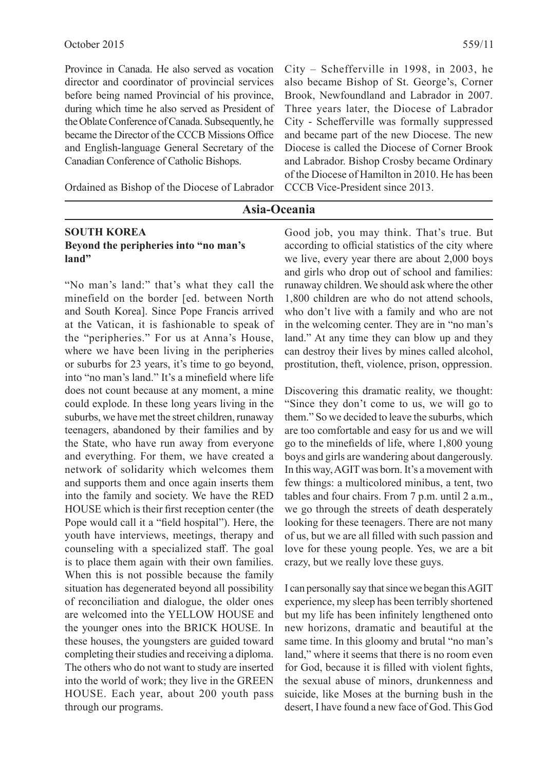Province in Canada. He also served as vocation director and coordinator of provincial services before being named Provincial of his province, during which time he also served as President of the Oblate Conference of Canada. Subsequently, he became the Director of the CCCB Missions Office and English-language General Secretary of the Canadian Conference of Catholic Bishops.

Ordained as Bishop of the Diocese of Labrador City – Schefferville in 1998, in 2003, he also became Bishop of St. George's, Corner Brook, Newfoundland and Labrador in 2007. Three years later, the Diocese of Labrador City - Schefferville was formally suppressed and became part of the new Diocese. The new Diocese is called the Diocese of Corner Brook and Labrador. Bishop Crosby became Ordinary of the Diocese of Hamilton in 2010. He has been CCCB Vice-President since 2013.

## Asia-Oceania

### SOUTH KOREA
### Beyond the peripheries into "no man's land"

"No man's land:" that's what they call the minefield on the border [ed. between North and South Korea]. Since Pope Francis arrived at the Vatican, it is fashionable to speak of the "peripheries." For us at Anna's House, where we have been living in the peripheries or suburbs for 23 years, it's time to go beyond, into "no man's land." It's a minefield where life does not count because at any moment, a mine could explode. In these long years living in the suburbs, we have met the street children, runaway teenagers, abandoned by their families and by the State, who have run away from everyone and everything. For them, we have created a network of solidarity which welcomes them and supports them and once again inserts them into the family and society. We have the RED HOUSE which is their first reception center (the Pope would call it a "field hospital"). Here, the youth have interviews, meetings, therapy and counseling with a specialized staff. The goal is to place them again with their own families. When this is not possible because the family situation has degenerated beyond all possibility of reconciliation and dialogue, the older ones are welcomed into the YELLOW HOUSE and the younger ones into the BRICK HOUSE. In these houses, the youngsters are guided toward completing their studies and receiving a diploma. The others who do not want to study are inserted into the world of work; they live in the GREEN HOUSE. Each year, about 200 youth pass through our programs.

Good job, you may think. That's true. But according to official statistics of the city where we live, every year there are about 2,000 boys and girls who drop out of school and families: runaway children. We should ask where the other 1,800 children are who do not attend schools, who don't live with a family and who are not in the welcoming center. They are in "no man's land." At any time they can blow up and they can destroy their lives by mines called alcohol, prostitution, theft, violence, prison, oppression.

Discovering this dramatic reality, we thought: "Since they don't come to us, we will go to them." So we decided to leave the suburbs, which are too comfortable and easy for us and we will go to the minefields of life, where 1,800 young boys and girls are wandering about dangerously. In this way, AGIT was born. It's a movement with few things: a multicolored minibus, a tent, two tables and four chairs. From 7 p.m. until 2 a.m., we go through the streets of death desperately looking for these teenagers. There are not many of us, but we are all filled with such passion and love for these young people. Yes, we are a bit crazy, but we really love these guys.

I can personally say that since we began this AGIT experience, my sleep has been terribly shortened but my life has been infinitely lengthened onto new horizons, dramatic and beautiful at the same time. In this gloomy and brutal "no man's land," where it seems that there is no room even for God, because it is filled with violent fights, the sexual abuse of minors, drunkenness and suicide, like Moses at the burning bush in the desert, I have found a new face of God. This God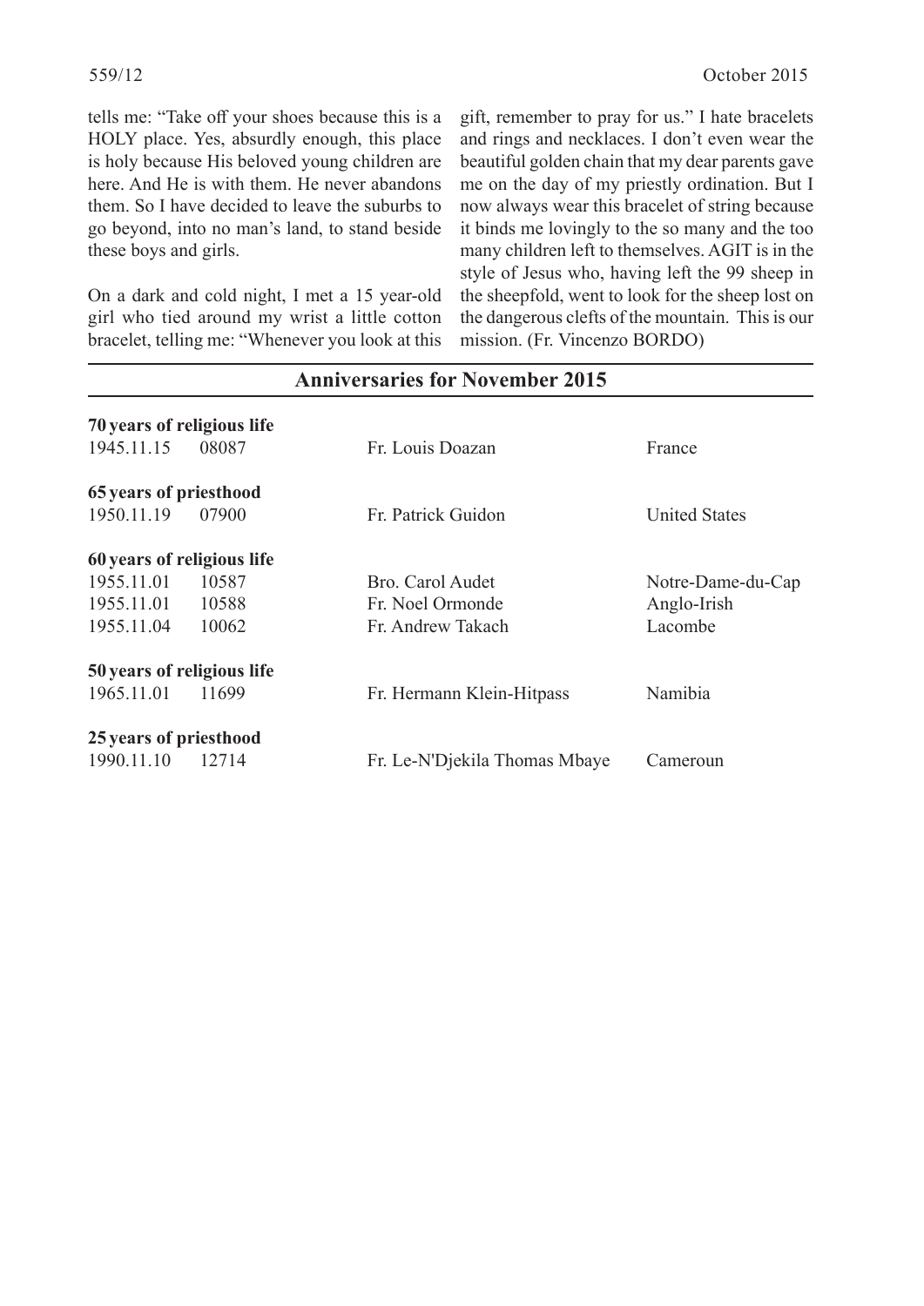tells me: "Take off your shoes because this is a HOLY place. Yes, absurdly enough, this place is holy because His beloved young children are here. And He is with them. He never abandons them. So I have decided to leave the suburbs to go beyond, into no man's land, to stand beside these boys and girls.

On a dark and cold night, I met a 15 year-old girl who tied around my wrist a little cotton bracelet, telling me: "Whenever you look at this gift, remember to pray for us." I hate bracelets and rings and necklaces. I don't even wear the beautiful golden chain that my dear parents gave me on the day of my priestly ordination. But I now always wear this bracelet of string because it binds me lovingly to the so many and the too many children left to themselves. AGIT is in the style of Jesus who, having left the 99 sheep in the sheepfold, went to look for the sheep lost on the dangerous clefts of the mountain. This is our mission. (Fr. Vincenzo BORDO)

## Anniversaries for November 2015

**70 years of religious life**

| | | | |
|---|---|---|---|
| 1945.11.15 | 08087 | Fr. Louis Doazan | France |

**65 years of priesthood**

| | | | |
|---|---|---|---|
| 1950.11.19 | 07900 | Fr. Patrick Guidon | United States |

**60 years of religious life**

| | | | |
|---|---|---|---|
| 1955.11.01 | 10587 | Bro. Carol Audet | Notre-Dame-du-Cap |
| 1955.11.01 | 10588 | Fr. Noel Ormonde | Anglo-Irish |
| 1955.11.04 | 10062 | Fr. Andrew Takach | Lacombe |

**50 years of religious life**

| | | | |
|---|---|---|---|
| 1965.11.01 | 11699 | Fr. Hermann Klein-Hitpass | Namibia |

**25 years of priesthood**

| | | | |
|---|---|---|---|
| 1990.11.10 | 12714 | Fr. Le-N'Djekila Thomas Mbaye | Cameroun |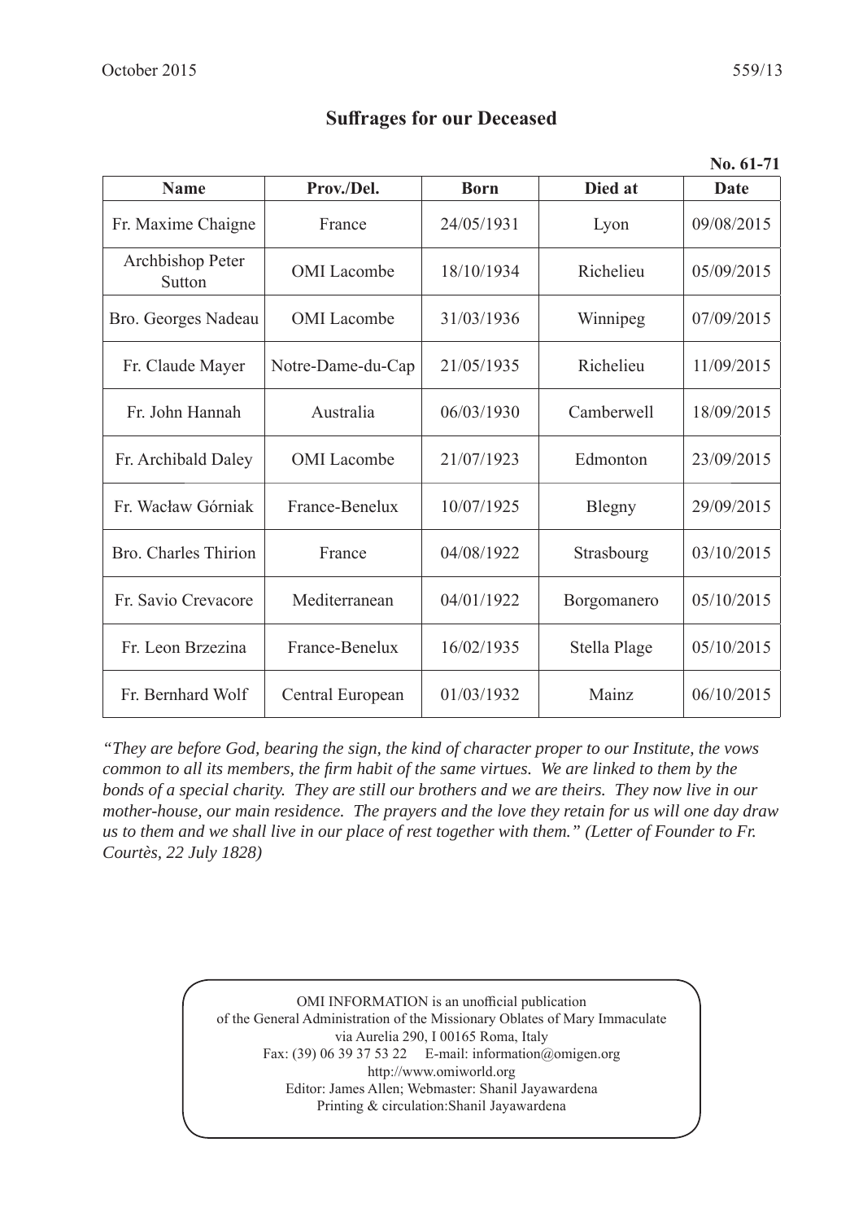## Suffrages for our Deceased

**No. 61-71**

| Name | Prov./Del. | Born | Died at | Date |
|---|---|---|---|---|
| Fr. Maxime Chaigne | France | 24/05/1931 | Lyon | 09/08/2015 |
| Archbishop Peter Sutton | OMI Lacombe | 18/10/1934 | Richelieu | 05/09/2015 |
| Bro. Georges Nadeau | OMI Lacombe | 31/03/1936 | Winnipeg | 07/09/2015 |
| Fr. Claude Mayer | Notre-Dame-du-Cap | 21/05/1935 | Richelieu | 11/09/2015 |
| Fr. John Hannah | Australia | 06/03/1930 | Camberwell | 18/09/2015 |
| Fr. Archibald Daley | OMI Lacombe | 21/07/1923 | Edmonton | 23/09/2015 |
| Fr. Wacław Górniak | France-Benelux | 10/07/1925 | Blegny | 29/09/2015 |
| Bro. Charles Thirion | France | 04/08/1922 | Strasbourg | 03/10/2015 |
| Fr. Savio Crevacore | Mediterranean | 04/01/1922 | Borgomanero | 05/10/2015 |
| Fr. Leon Brzezina | France-Benelux | 16/02/1935 | Stella Plage | 05/10/2015 |
| Fr. Bernhard Wolf | Central European | 01/03/1932 | Mainz | 06/10/2015 |

*"They are before God, bearing the sign, the kind of character proper to our Institute, the vows common to all its members, the firm habit of the same virtues. We are linked to them by the bonds of a special charity. They are still our brothers and we are theirs. They now live in our mother-house, our main residence. The prayers and the love they retain for us will one day draw us to them and we shall live in our place of rest together with them." (Letter of Founder to Fr. Courtès, 22 July 1828)*

OMI INFORMATION is an unofficial publication
of the General Administration of the Missionary Oblates of Mary Immaculate
via Aurelia 290, I 00165 Roma, Italy
Fax: (39) 06 39 37 53 22 E-mail: information@omigen.org
http://www.omiworld.org
Editor: James Allen; Webmaster: Shanil Jayawardena
Printing & circulation:Shanil Jayawardena